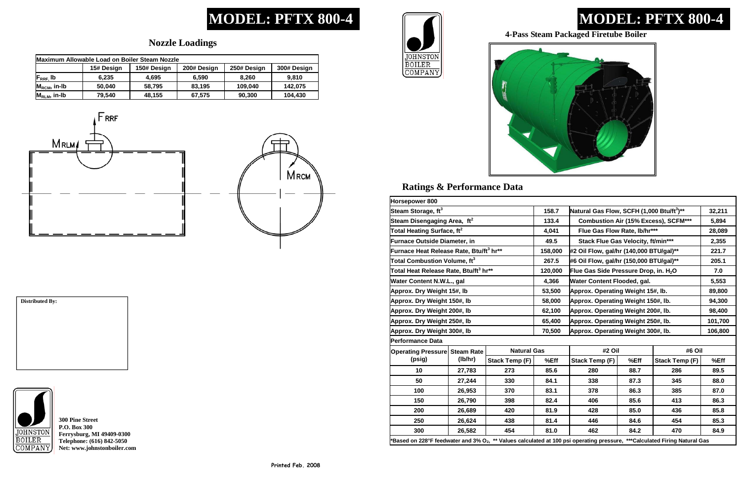# MODEL: PFTX 800-4

## Nozzle Loadings

| Maximum Allowable Load on Boiler Steam Nozzle | | | | | |
|---|---|---|---|---|---|
| | 15# Design | 150# Design | 200# Design | 250# Design | 300# Design |
| $F_{RRF}$, lb | 6,235 | 4,695 | 6,590 | 8,260 | 9,810 |
| $M_{RCM}$, in-lb | 50,040 | 58,795 | 83,195 | 109,040 | 142,075 |
| $M_{RLM}$, in-lb | 79,540 | 48,155 | 67,575 | 90,300 | 104,430 |

$F_{RRF}$

$M_{RLM}$

$M_{RCM}$

**Distributed By:**

JOHNSTON BOILER COMPANY

**300 Pine Street**
**P.O. Box 300**
**Ferrysburg, MI 49409-0300**
**Telephone: (616) 842-5050**
**Net: www.johnstonboiler.com**

Printed Feb. 2008

JOHNSTON BOILER COMPANY

# MODEL: PFTX 800-4

**4-Pass Steam Packaged Firetube Boiler**

## Ratings & Performance Data

| Horsepower 800 | | | |
|---|---|---|---|
| Steam Storage, $ft^3$ | 158.7 | Natural Gas Flow, SCFH (1,000 Btu/$ft^3$)** | 32,211 |
| Steam Disengaging Area, $ft^2$ | 133.4 | Combustion Air (15% Excess), SCFM*** | 5,894 |
| Total Heating Surface, $ft^2$ | 4,041 | Flue Gas Flow Rate, lb/hr*** | 28,089 |
| Furnace Outside Diameter, in | 49.5 | Stack Flue Gas Velocity, ft/min*** | 2,355 |
| Furnace Heat Release Rate, Btu/$ft^3$ hr** | 158,000 | #2 Oil Flow, gal/hr (140,000 BTU/gal)** | 221.7 |
| Total Combustion Volume, $ft^3$ | 267.5 | #6 Oil Flow, gal/hr (150,000 BTU/gal)** | 205.1 |
| Total Heat Release Rate, Btu/$ft^3$ hr** | 120,000 | Flue Gas Side Pressure Drop, in. $H_2O$ | 7.0 |
| Water Content N.W.L., gal | 4,366 | Water Content Flooded, gal. | 5,553 |
| Approx. Dry Weight 15#, lb | 53,500 | Approx. Operating Weight 15#, lb. | 89,800 |
| Approx. Dry Weight 150#, lb | 58,000 | Approx. Operating Weight 150#, lb. | 94,300 |
| Approx. Dry Weight 200#, lb | 62,100 | Approx. Operating Weight 200#, lb. | 98,400 |
| Approx. Dry Weight 250#, lb | 65,400 | Approx. Operating Weight 250#, lb. | 101,700 |
| Approx. Dry Weight 300#, lb | 70,500 | Approx. Operating Weight 300#, lb. | 106,800 |

**Performance Data**

| Operating Pressure (psig) | Steam Rate (lb/hr) | Natural Gas | | #2 Oil | | #6 Oil | |
|---|---|---|---|---|---|---|---|
| | | Stack Temp (F) | %Eff | Stack Temp (F) | %Eff | Stack Temp (F) | %Eff |
| 10 | 27,783 | 273 | 85.6 | 280 | 88.7 | 286 | 89.5 |
| 50 | 27,244 | 330 | 84.1 | 338 | 87.3 | 345 | 88.0 |
| 100 | 26,953 | 370 | 83.1 | 378 | 86.3 | 385 | 87.0 |
| 150 | 26,790 | 398 | 82.4 | 406 | 85.6 | 413 | 86.3 |
| 200 | 26,689 | 420 | 81.9 | 428 | 85.0 | 436 | 85.8 |
| 250 | 26,624 | 438 | 81.4 | 446 | 84.6 | 454 | 85.3 |
| 300 | 26,582 | 454 | 81.0 | 462 | 84.2 | 470 | 84.9 |

*Based on 228°F feedwater and 3% $O_2$, ** Values calculated at 100 psi operating pressure, ***Calculated Firing Natural Gas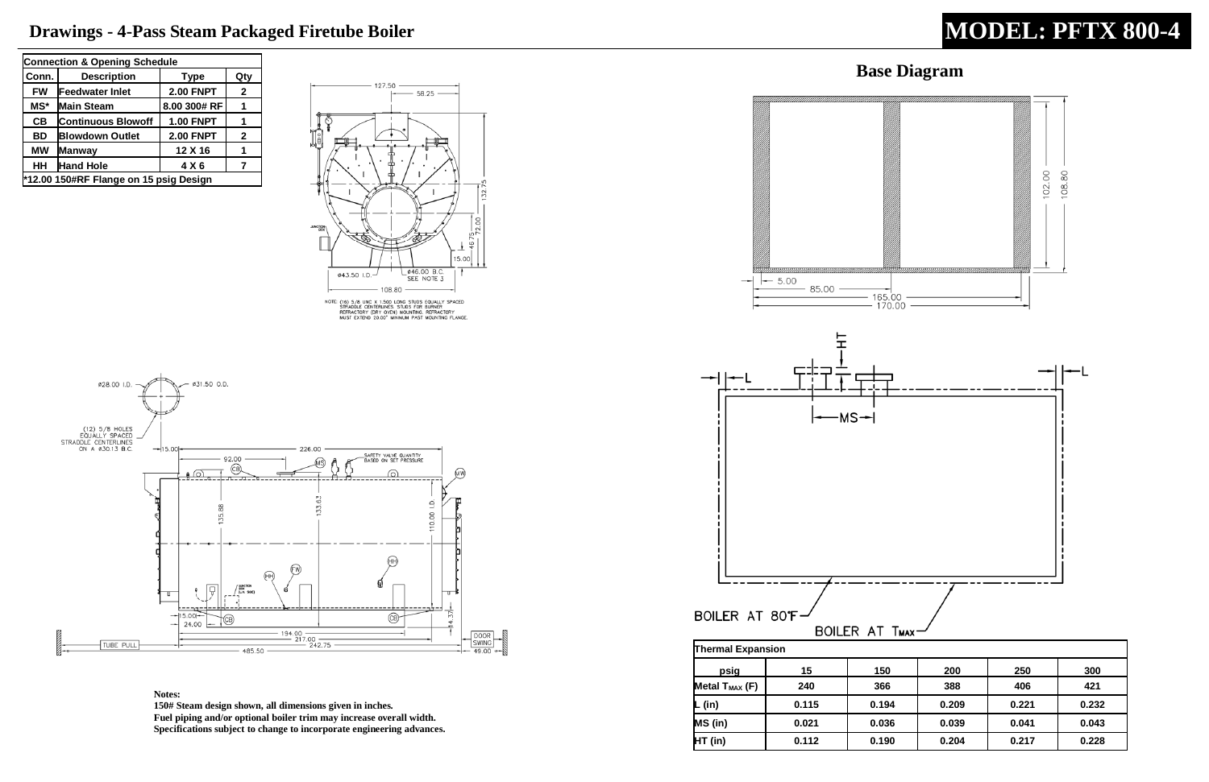# Drawings - 4-Pass Steam Packaged Firetube Boiler

# MODEL: PFTX 800-4

| Connection & Opening Schedule | | | |
|---|---|---|---|
| Conn. | Description | Type | Qty |
| FW | Feedwater Inlet | 2.00 FNPT | 2 |
| MS* | Main Steam | 8.00 300# RF | 1 |
| CB | Continuous Blowoff | 1.00 FNPT | 1 |
| BD | Blowdown Outlet | 2.00 FNPT | 2 |
| MW | Manway | 12 X 16 | 1 |
| HH | Hand Hole | 4 X 6 | 7 |
| *12.00 150#RF Flange on 15 psig Design | | | |

127.50
58.25
132.75
72.00
46.75
15.00
ø43.50 I.D.
ø46.00 B.C. SEE NOTE 3
108.80

NOTE: (16) 5/8 UNC X 1.500 LONG STUDS EQUALLY SPACED STRADDLE CENTERLINES. STUDS FOR BURNER REFRACTORY (DRY OVEN) MOUNTING. REFRACTORY MUST EXTEND 20.00" MINIMUM PAST MOUNTING FLANGE.

ø28.00 I.D.
ø31.50 O.D.
(12) 5/8 HOLES EQUALLY SPACED STRADDLE CENTERLINES ON A ø30.13 B.C.
15.00
226.00
92.00
SAFETY VALVE QUANTITY BASED ON SET PRESSURE
MS
CB
MW
135.88
133.63
110.00 I.D.
FW
HH
HH
CB
BD
15.00
24.00
194.00
217.00
242.75
485.50
TUBE PULL
DOOR SWING
49.00
34.37

## Base Diagram

5.00
85.00
165.00
170.00
102.00
108.80

L
HT
MS
L
BOILER AT 80°F
BOILER AT $T_{MAX}$

| Thermal Expansion | | | | | |
|---|---|---|---|---|---|
| psig | 15 | 150 | 200 | 250 | 300 |
| Metal $T_{MAX}$ (F) | 240 | 366 | 388 | 406 | 421 |
| L (in) | 0.115 | 0.194 | 0.209 | 0.221 | 0.232 |
| MS (in) | 0.021 | 0.036 | 0.039 | 0.041 | 0.043 |
| HT (in) | 0.112 | 0.190 | 0.204 | 0.217 | 0.228 |

**Notes:**
**150# Steam design shown, all dimensions given in inches.**
**Fuel piping and/or optional boiler trim may increase overall width.**
**Specifications subject to change to incorporate engineering advances.**